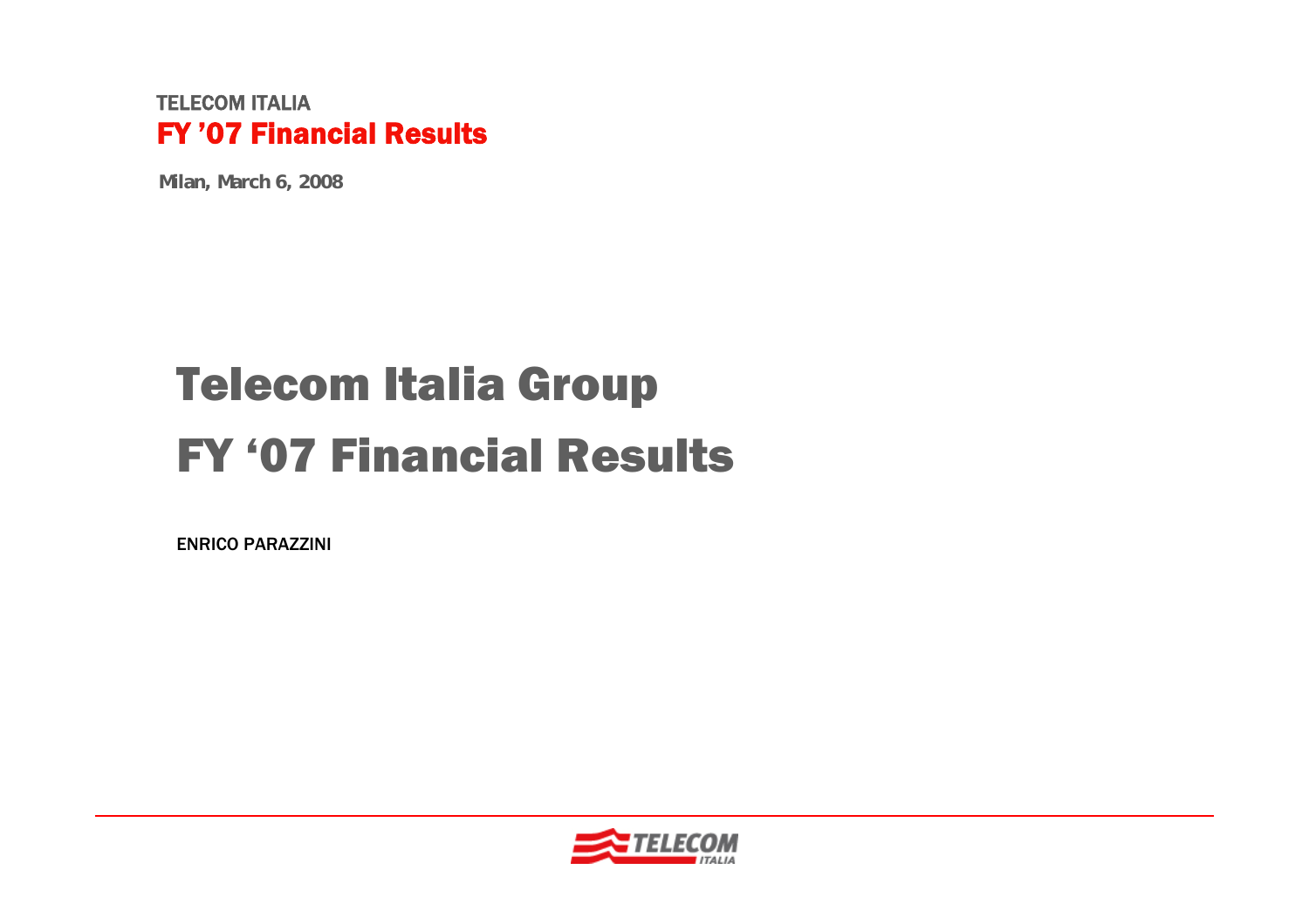TELECOM ITALIA

**FY '07 Financial Results**

**Milan, March 6, 2008**

# Telecom Italia Group
# FY '07 Financial Results

**ENRICO PARAZZINI**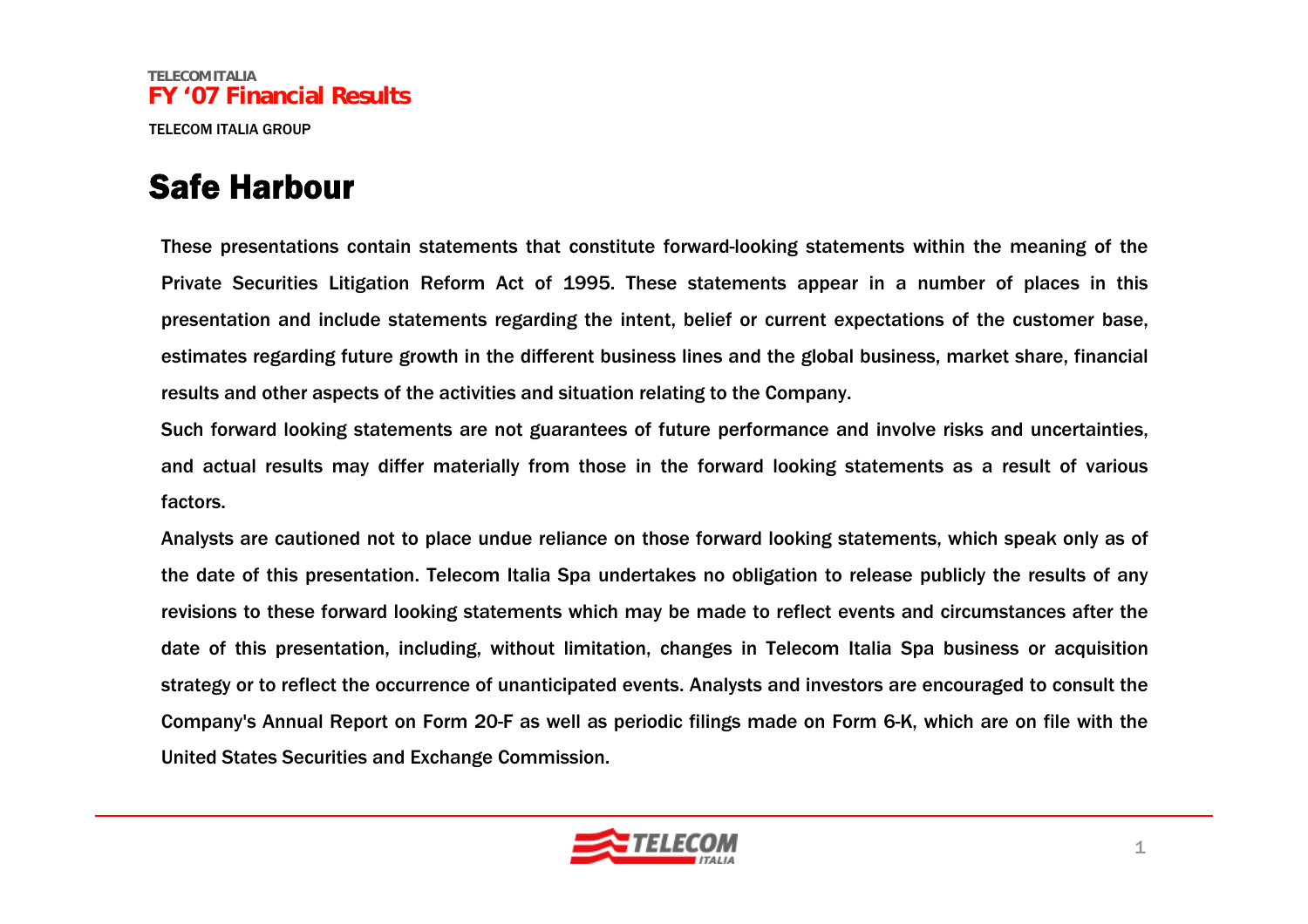# Safe Harbour

These presentations contain statements that constitute forward-looking statements within the meaning of the Private Securities Litigation Reform Act of 1995. These statements appear in a number of places in this presentation and include statements regarding the intent, belief or current expectations of the customer base, estimates regarding future growth in the different business lines and the global business, market share, financial results and other aspects of the activities and situation relating to the Company.

Such forward looking statements are not guarantees of future performance and involve risks and uncertainties, and actual results may differ materially from those in the forward looking statements as a result of various factors.

Analysts are cautioned not to place undue reliance on those forward looking statements, which speak only as of the date of this presentation. Telecom Italia Spa undertakes no obligation to release publicly the results of any revisions to these forward looking statements which may be made to reflect events and circumstances after the date of this presentation, including, without limitation, changes in Telecom Italia Spa business or acquisition strategy or to reflect the occurrence of unanticipated events. Analysts and investors are encouraged to consult the Company's Annual Report on Form 20-F as well as periodic filings made on Form 6-K, which are on file with the United States Securities and Exchange Commission.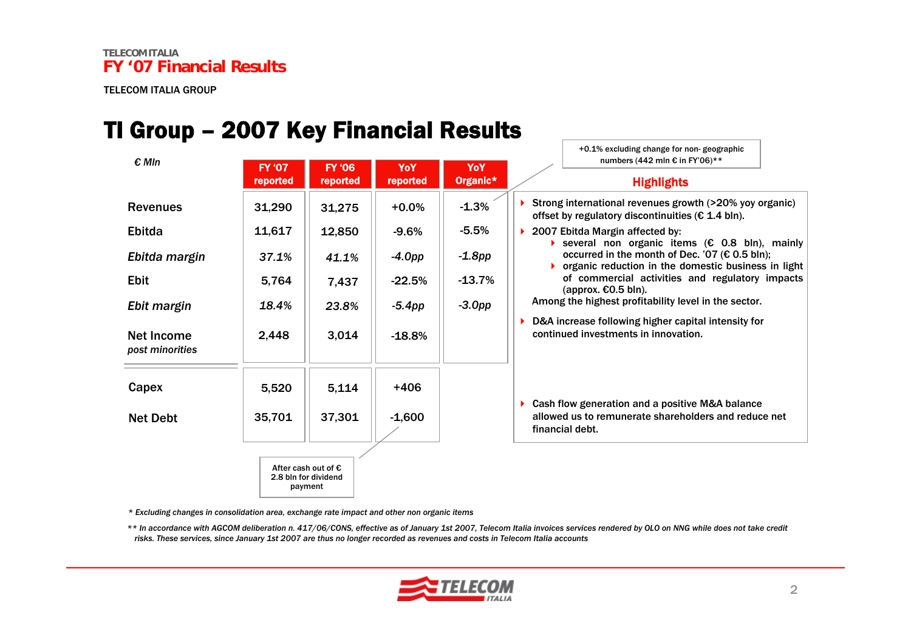TELECOM ITALIA
FY '07 Financial Results

TELECOM ITALIA GROUP

# TI Group – 2007 Key Financial Results

| *€ Mln* | FY '07 reported | FY '06 reported | YoY reported | YoY Organic* |
|---|---|---|---|---|
| Revenues | 31,290 | 31,275 | +0.0% | -1.3% |
| Ebitda | 11,617 | 12,850 | -9.6% | -5.5% |
| *Ebitda margin* | *37.1%* | *41.1%* | *-4.0pp* | *-1.8pp* |
| Ebit | 5,764 | 7,437 | -22.5% | -13.7% |
| *Ebit margin* | *18.4%* | *23.8%* | *-5.4pp* | *-3.0pp* |
| Net Income *post minorities* | 2,448 | 3,014 | -18.8% | |
| Capex | 5,520 | 5,114 | +406 | |
| Net Debt | 35,701 | 37,301 | -1,600 | |

+0.1% excluding change for non- geographic numbers (442 mln € in FY'06)**

After cash out of € 2.8 bln for dividend payment

## Highlights

- Strong international revenues growth (>20% yoy organic) offset by regulatory discontinuities (€ 1.4 bln).
- 2007 Ebitda Margin affected by:
  - several non organic items (€ 0.8 bln), mainly occurred in the month of Dec. '07 (€ 0.5 bln);
  - organic reduction in the domestic business in light of commercial activities and regulatory impacts (approx. €0.5 bln).

  Among the highest profitability level in the sector.
- D&A increase following higher capital intensity for continued investments in innovation.
- Cash flow generation and a positive M&A balance allowed us to remunerate shareholders and reduce net financial debt.

*\* Excluding changes in consolidation area, exchange rate impact and other non organic items*

*\*\* In accordance with AGCOM deliberation n. 417/06/CONS, effective as of January 1st 2007, Telecom Italia invoices services rendered by OLO on NNG while does not take credit risks. These services, since January 1st 2007 are thus no longer recorded as revenues and costs in Telecom Italia accounts*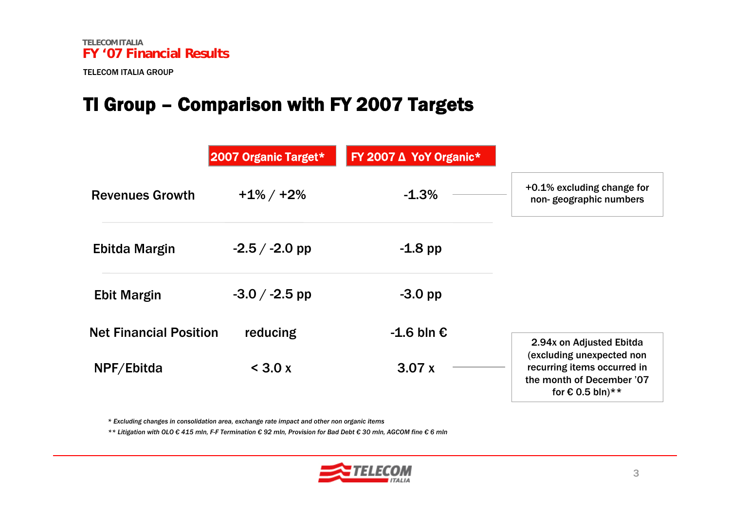TELECOM ITALIA
**FY '07 Financial Results**

TELECOM ITALIA GROUP

# TI Group – Comparison with FY 2007 Targets

| | 2007 Organic Target* | FY 2007 Δ YoY Organic* | |
|---|---|---|---|
| Revenues Growth | +1% / +2% | -1.3% | +0.1% excluding change for non- geographic numbers |
| Ebitda Margin | -2.5 / -2.0 pp | -1.8 pp | |
| Ebit Margin | -3.0 / -2.5 pp | -3.0 pp | |
| Net Financial Position | reducing | -1.6 bln € | |
| NPF/Ebitda | < 3.0 x | 3.07 x | 2.94x on Adjusted Ebitda (excluding unexpected non recurring items occurred in the month of December '07 for € 0.5 bln)** |

*\* Excluding changes in consolidation area, exchange rate impact and other non organic items*

*\*\* Litigation with OLO € 415 mln, F-F Termination € 92 mln, Provision for Bad Debt € 30 mln, AGCOM fine € 6 mln*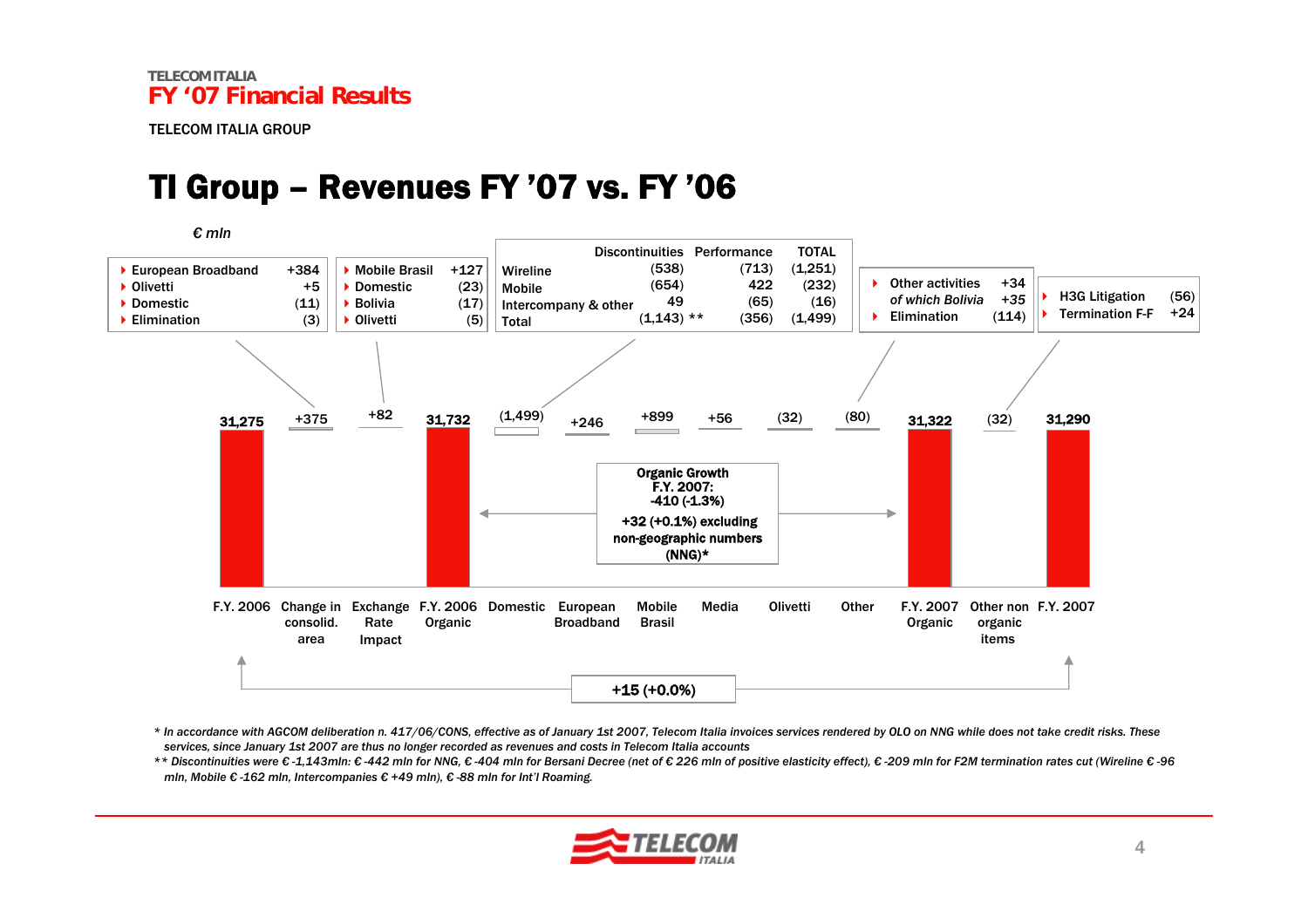TELECOM ITALIA

**FY '07 Financial Results**

TELECOM ITALIA GROUP

# TI Group – Revenues FY '07 vs. FY '06

*€ mln*

| Category | Value |
|---|---|
| F.Y. 2006 | 31,275 |
| Change in consolid. area | +375 |
| Exchange Rate Impact | +82 |
| F.Y. 2006 Organic | 31,732 |
| Domestic | (1,499) |
| European Broadband | +246 |
| Mobile Brasil | +899 |
| Media | +56 |
| Olivetti | (32) |
| Other | (80) |
| F.Y. 2007 Organic | 31,322 |
| Other non organic items | (32) |
| F.Y. 2007 | 31,290 |

**Change in consolid. area:**
- European Broadband +384
- Olivetti +5
- Domestic (11)
- Elimination (3)

**Exchange Rate Impact:**
- Mobile Brasil +127
- Domestic (23)
- Bolivia (17)
- Olivetti (5)

**Domestic:**

| | Discontinuities | Performance | TOTAL |
|---|---|---|---|
| Wireline | (538) | (713) | (1,251) |
| Mobile | (654) | 422 | (232) |
| Intercompany & other | 49 | (65) | (16) |
| Total | (1,143) ** | (356) | (1,499) |

**Other:**
- Other activities +34
- *of which Bolivia +35*
- Elimination (114)

**Other non organic items:**
- H3G Litigation (56)
- Termination F-F +24

**Organic Growth F.Y. 2007: -410 (-1.3%)**
**+32 (+0.1%) excluding non-geographic numbers (NNG)***

**F.Y. 2006 vs F.Y. 2007: +15 (+0.0%)**

*\* In accordance with AGCOM deliberation n. 417/06/CONS, effective as of January 1st 2007, Telecom Italia invoices services rendered by OLO on NNG while does not take credit risks. These services, since January 1st 2007 are thus no longer recorded as revenues and costs in Telecom Italia accounts*

*\*\* Discontinuities were € -1,143mln: € -442 mln for NNG, € -404 mln for Bersani Decree (net of € 226 mln of positive elasticity effect), € -209 mln for F2M termination rates cut (Wireline € -96 mln, Mobile € -162 mln, Intercompanies € +49 mln), € -88 mln for Int'l Roaming.*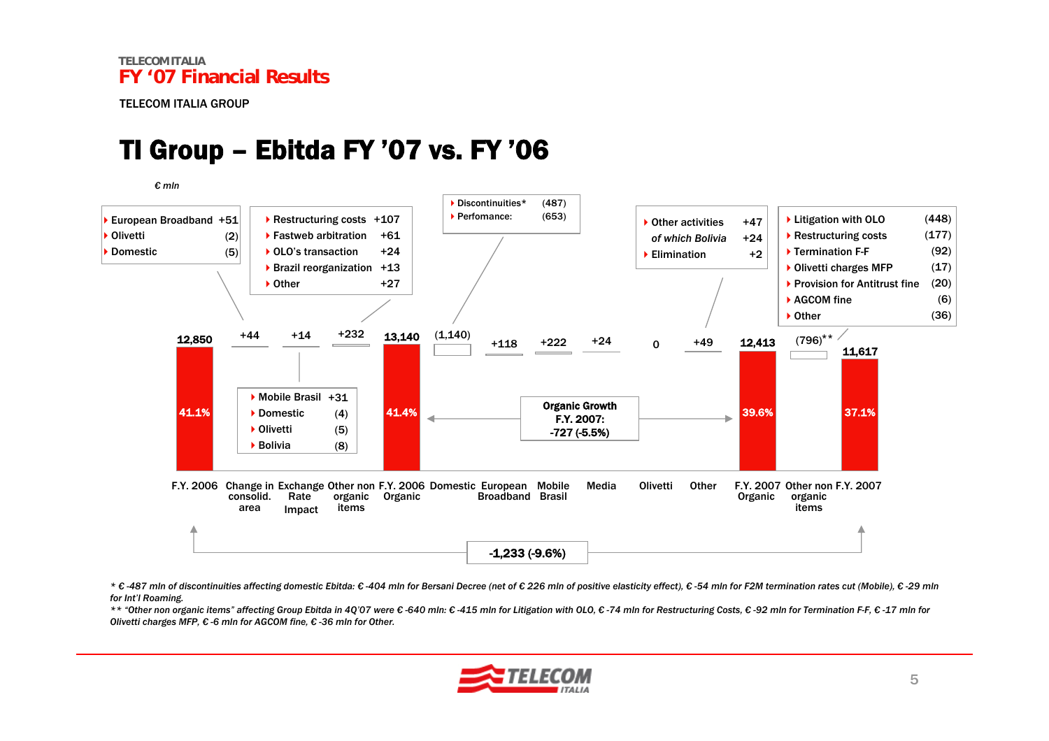TELECOM ITALIA
FY '07 Financial Results

TELECOM ITALIA GROUP

# TI Group – Ebitda FY '07 vs. FY '06

*€ mln*

| Item | Value | Margin |
|---|---|---|
| F.Y. 2006 | 12,850 | 41.1% |
| Change in consolid. area | +44 | |
| Exchange Rate Impact | +14 | |
| Other non organic items | +232 | |
| F.Y. 2006 Organic | 13,140 | 41.4% |
| Domestic | (1,140) | |
| European Broadband | +118 | |
| Mobile Brasil | +222 | |
| Media | +24 | |
| Olivetti | 0 | |
| Other | +49 | |
| F.Y. 2007 Organic | 12,413 | 39.6% |
| Other non organic items | (796)** | |
| F.Y. 2007 | 11,617 | 37.1% |

**Change in consolid. area (+44):**
- European Broadband +51
- Olivetti (2)
- Domestic (5)

**Exchange Rate Impact (+14):**
- Mobile Brasil +31
- Domestic (4)
- Olivetti (5)
- Bolivia (8)

**Other non organic items (+232):**
- Restructuring costs +107
- Fastweb arbitration +61
- OLO's transaction +24
- Brazil reorganization +13
- Other +27

**Domestic (1,140):**
- Discontinuities* (487)
- Perfomance: (653)

**Other (+49):**
- Other activities +47
- *of which Bolivia* +24
- Elimination +2

**Other non organic items (796)\*\*:**
- Litigation with OLO (448)
- Restructuring costs (177)
- Termination F-F (92)
- Olivetti charges MFP (17)
- Provision for Antitrust fine (20)
- AGCOM fine (6)
- Other (36)

**Organic Growth F.Y. 2007: -727 (-5.5%)**

**-1,233 (-9.6%)**

*\* € -487 mln of discontinuities affecting domestic Ebitda: € -404 mln for Bersani Decree (net of € 226 mln of positive elasticity effect), € -54 mln for F2M termination rates cut (Mobile), € -29 mln for Int'l Roaming.*

*\*\* "Other non organic items" affecting Group Ebitda in 4Q'07 were € -640 mln: € -415 mln for Litigation with OLO, € -74 mln for Restructuring Costs, € -92 mln for Termination F-F, € -17 mln for Olivetti charges MFP, € -6 mln for AGCOM fine, € -36 mln for Other.*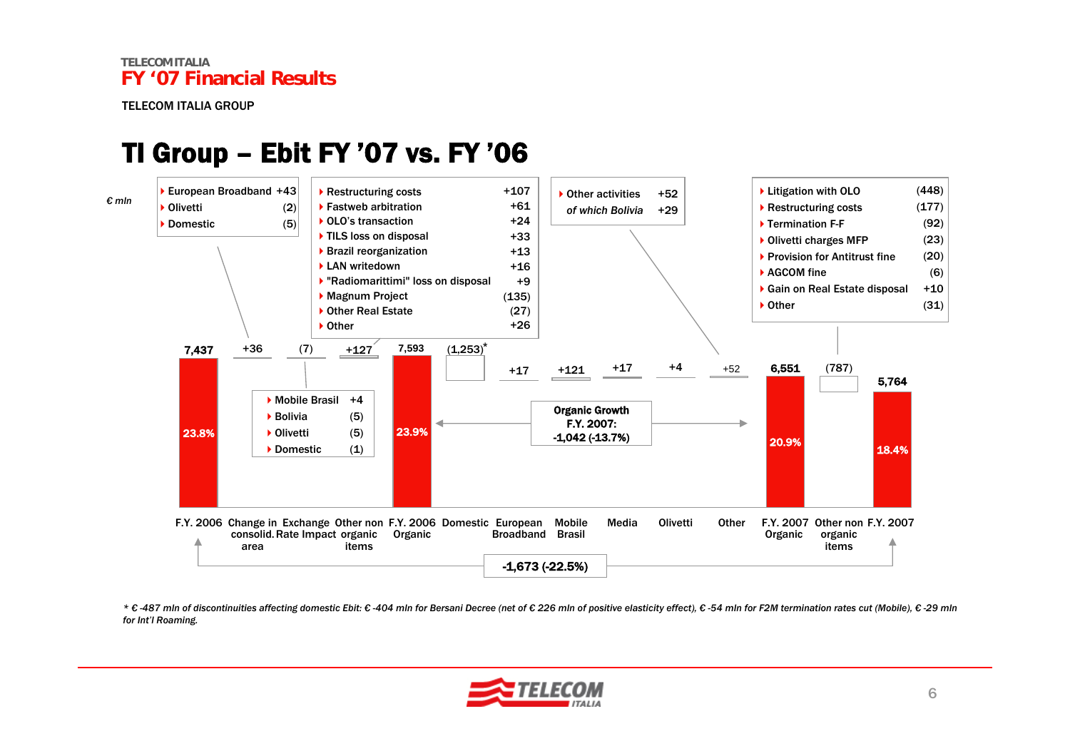# TI Group – Ebit FY '07 vs. FY '06

€ mln

| Item | Value | Margin |
|---|---|---|
| F.Y. 2006 | 7,437 | 23.8% |
| Change in consolid. area | +36 | |
| Exchange Rate Impact | (7) | |
| Other non organic items | +127 | |
| F.Y. 2006 Organic | 7,593 | 23.9% |
| Domestic | (1,253)* | |
| European Broadband | +17 | |
| Mobile Brasil | +121 | |
| Media | +17 | |
| Olivetti | +4 | |
| Other | +52 | |
| F.Y. 2007 Organic | 6,551 | 20.9% |
| Other non organic items | (787) | |
| F.Y. 2007 | 5,764 | 18.4% |

**Change in consolid. area (+36):**
- European Broadband +43
- Olivetti (2)
- Domestic (5)

**Exchange Rate Impact (7):**
- Mobile Brasil +4
- Bolivia (5)
- Olivetti (5)
- Domestic (1)

**Other non organic items F.Y. 2006 (+127):**
- Restructuring costs +107
- Fastweb arbitration +61
- OLO's transaction +24
- TILS loss on disposal +33
- Brazil reorganization +13
- LAN writedown +16
- "Radiomarittimi" loss on disposal +9
- Magnum Project (135)
- Other Real Estate (27)
- Other +26

**Other (+52):**
- Other activities +52
- *of which Bolivia +29*

**Other non organic items F.Y. 2007 (787):**
- Litigation with OLO (448)
- Restructuring costs (177)
- Termination F-F (92)
- Olivetti charges MFP (23)
- Provision for Antitrust fine (20)
- AGCOM fine (6)
- Gain on Real Estate disposal +10
- Other (31)

**Organic Growth F.Y. 2007: -1,042 (-13.7%)**

**-1,673 (-22.5%)**

*\* € -487 mln of discontinuities affecting domestic Ebit: € -404 mln for Bersani Decree (net of € 226 mln of positive elasticity effect), € -54 mln for F2M termination rates cut (Mobile), € -29 mln for Int'l Roaming.*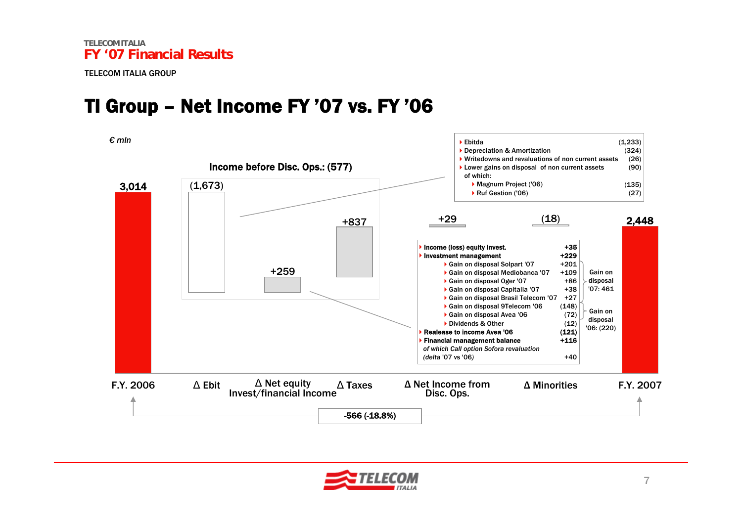# TI Group – Net Income FY '07 vs. FY '06

*€ mln*

**Income before Disc. Ops.: (577)**

| | F.Y. 2006 | Δ Ebit | Δ Net equity Invest/financial Income | Δ Taxes | Δ Net Income from Disc. Ops. | Δ Minorities | F.Y. 2007 |
|---|---|---|---|---|---|---|---|
| € mln | 3,014 | (1,673) | +259 | +837 | +29 | (18) | 2,448 |

**F.Y. 2006 → F.Y. 2007: -566 (-18.8%)**

**Δ Ebit breakdown:**

| | |
|---|---|
| Ebitda | (1,233) |
| Depreciation & Amortization | (324) |
| Writedowns and revaluations of non current assets | (26) |
| Lower gains on disposal of non current assets of which: | (90) |
| Magnum Project ('06) | (135) |
| Ruf Gestion ('06) | (27) |

**Δ Net equity Invest/financial Income breakdown:**

| | | |
|---|---|---|
| **Income (loss) equity invest.** | **+35** | |
| **Investment management** | **+229** | |
| Gain on disposal Solpart '07 | +201 | Gain on disposal '07: 461 |
| Gain on disposal Mediobanca '07 | +109 | |
| Gain on disposal Oger '07 | +86 | |
| Gain on disposal Capitalia '07 | +38 | |
| Gain on disposal Brasil Telecom '07 | +27 | |
| Gain on disposal 9Telecom '06 | (148) | Gain on disposal '06: (220) |
| Gain on disposal Avea '06 | (72) | |
| Dividends & Other | (12) | |
| **Realease to income Avea '06** | **(121)** | |
| **Financial management balance** | **+116** | |
| *of which Call option Sofora revaluation (delta '07 vs '06)* | +40 | |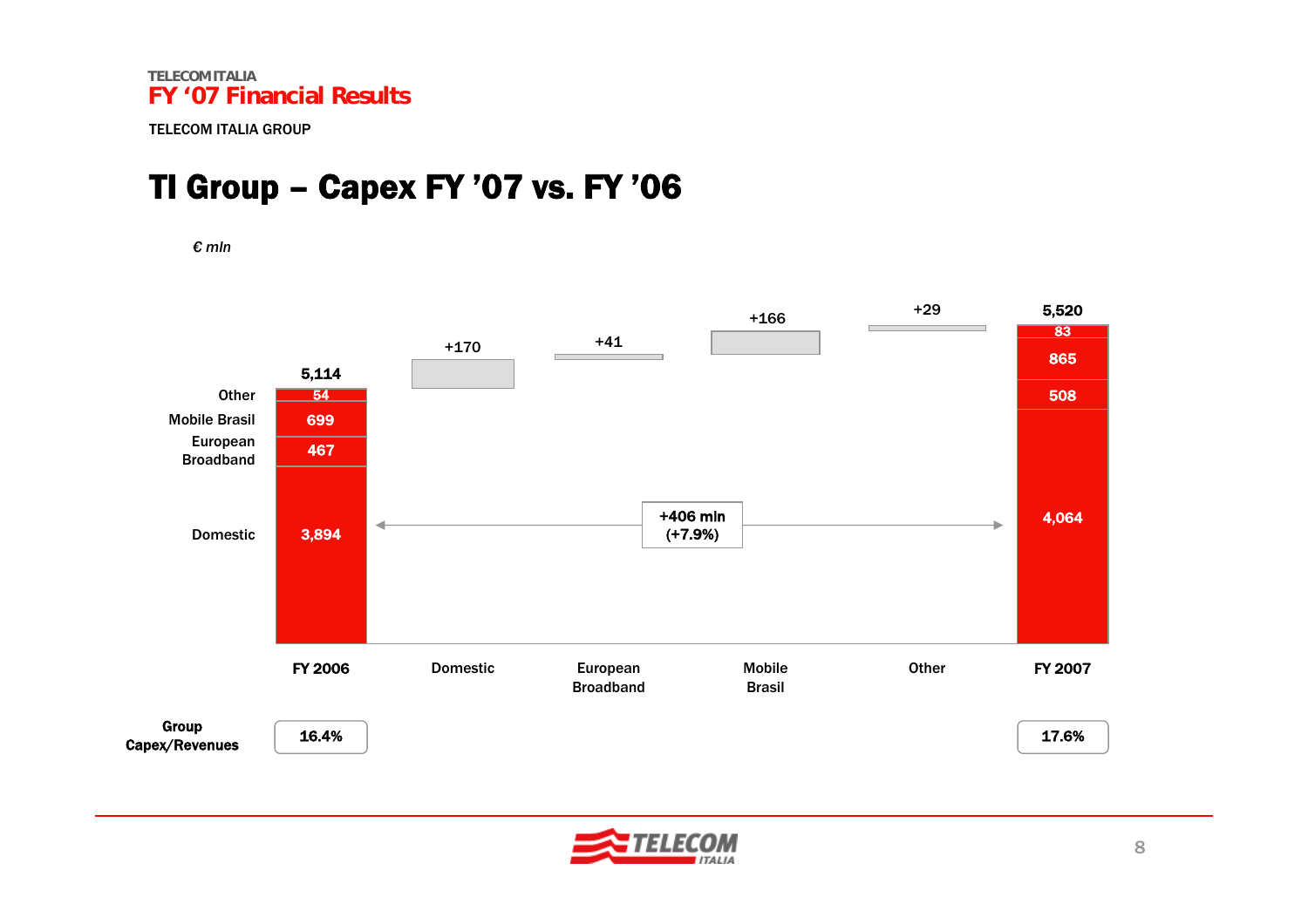# TI Group – Capex FY '07 vs. FY '06

*€ mln*

| | FY 2006 | Domestic | European Broadband | Mobile Brasil | Other | FY 2007 |
|---|---|---|---|---|---|---|
| Total | 5,114 | +170 | +41 | +166 | +29 | 5,520 |
| Other | 54 | | | | | 83 |
| Mobile Brasil | 699 | | | | | 865 |
| European Broadband | 467 | | | | | 508 |
| Domestic | 3,894 | | | | | 4,064 |

+406 mln (+7.9%)

| | FY 2006 | FY 2007 |
|---|---|---|
| Group Capex/Revenues | 16.4% | 17.6% |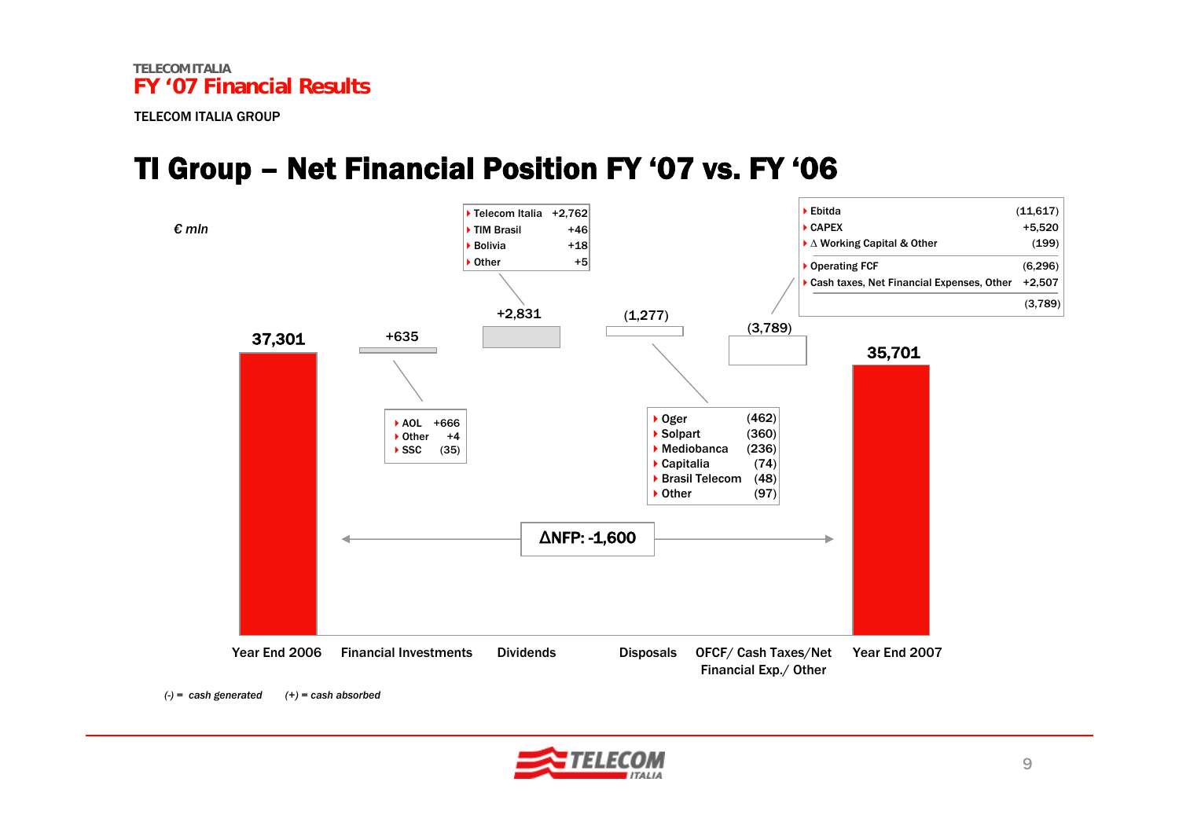TELECOM ITALIA

**FY '07 Financial Results**

TELECOM ITALIA GROUP

# TI Group – Net Financial Position FY '07 vs. FY '06

*€ mln*

| Year End 2006 | Financial Investments | Dividends | Disposals | OFCF/ Cash Taxes/Net Financial Exp./ Other | Year End 2007 |
|---|---|---|---|---|---|
| 37,301 | +635 | +2,831 | (1,277) | (3,789) | 35,701 |

**Financial Investments:**

| | |
|---|---|
| AOL | +666 |
| Other | +4 |
| SSC | (35) |

**Dividends:**

| | |
|---|---|
| Telecom Italia | +2,762 |
| TIM Brasil | +46 |
| Bolivia | +18 |
| Other | +5 |

**Disposals:**

| | |
|---|---|
| Oger | (462) |
| Solpart | (360) |
| Mediobanca | (236) |
| Capitalia | (74) |
| Brasil Telecom | (48) |
| Other | (97) |

**OFCF/ Cash Taxes/Net Financial Exp./ Other:**

| | |
|---|---|
| Ebitda | (11,617) |
| CAPEX | +5,520 |
| Δ Working Capital & Other | (199) |
| Operating FCF | (6,296) |
| Cash taxes, Net Financial Expenses, Other | +2,507 |
| | (3,789) |

**ΔNFP: -1,600**

*(-) = cash generated (+) = cash absorbed*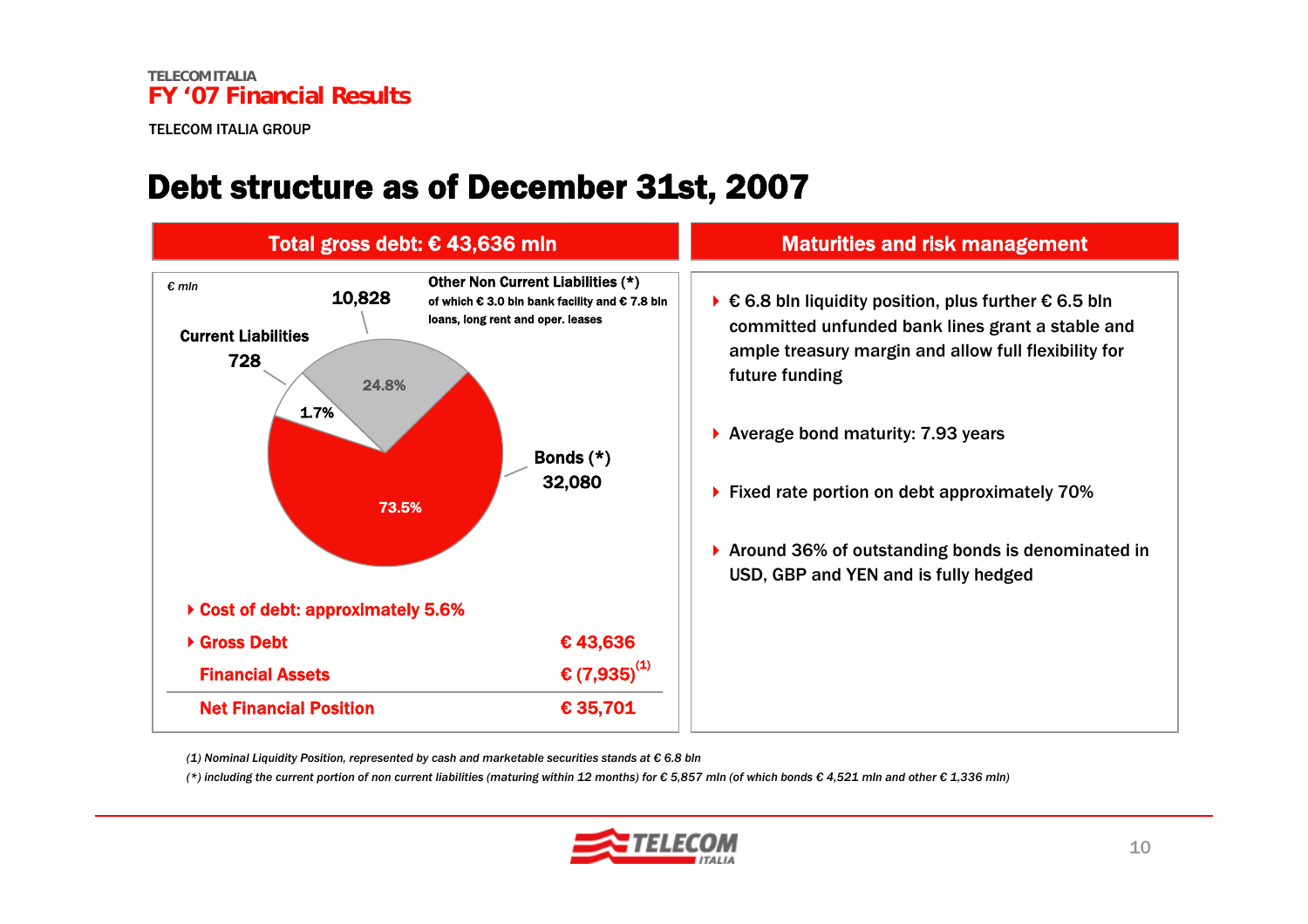TELECOM ITALIA
FY '07 Financial Results

TELECOM ITALIA GROUP

# Debt structure as of December 31st, 2007

## Total gross debt: € 43,636 mln

€ mln

| Item | € mln | % |
|---|---|---|
| Bonds (*) | 32,080 | 73.5% |
| Other Non Current Liabilities (*) of which € 3.0 bln bank facility and € 7.8 bln loans, long rent and oper. leases | 10,828 | 24.8% |
| Current Liabilities | 728 | 1.7% |

- **Cost of debt: approximately 5.6%**

| | |
|---|---|
| **Gross Debt** | **€ 43,636** |
| **Financial Assets** | **€ (7,935)[(1)]** |
| **Net Financial Position** | **€ 35,701** |

## Maturities and risk management

- € 6.8 bln liquidity position, plus further € 6.5 bln committed unfunded bank lines grant a stable and ample treasury margin and allow full flexibility for future funding
- Average bond maturity: 7.93 years
- Fixed rate portion on debt approximately 70%
- Around 36% of outstanding bonds is denominated in USD, GBP and YEN and is fully hedged

*(1) Nominal Liquidity Position, represented by cash and marketable securities stands at € 6.8 bln*

*(*) including the current portion of non current liabilities (maturing within 12 months) for € 5,857 mln (of which bonds € 4,521 mln and other € 1,336 mln)*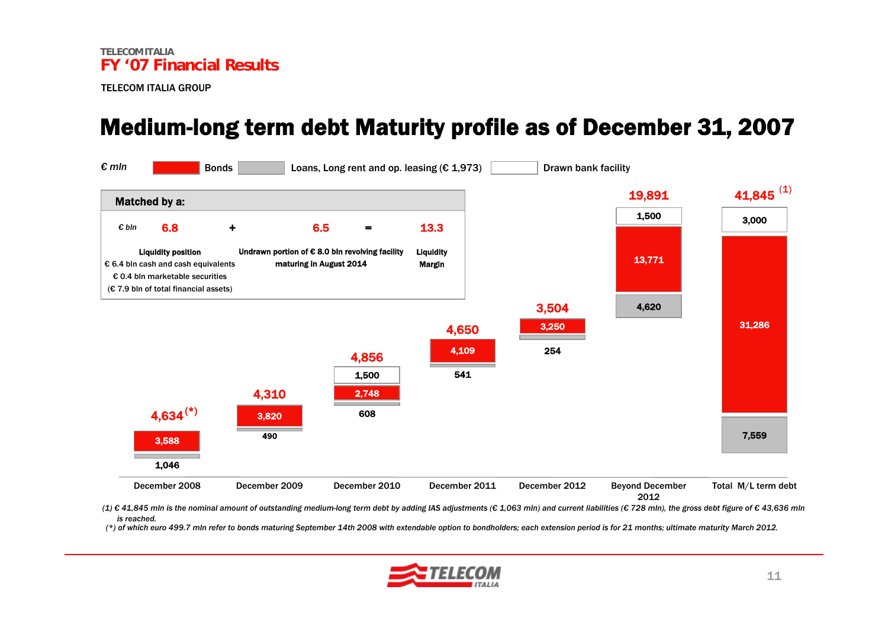TELECOM ITALIA
FY '07 Financial Results

TELECOM ITALIA GROUP

# Medium-long term debt Maturity profile as of December 31, 2007

€ mln

Legend: Bonds | Loans, Long rent and op. leasing (€ 1,973) | Drawn bank facility

**Matched by a:**

| € bln | 6.8 | + | 6.5 | = | 13.3 |
|---|---|---|---|---|---|
| | Liquidity position<br>€ 6.4 bln cash and cash equivalents<br>€ 0.4 bln marketable securities<br>(€ 7.9 bln of total financial assets) | | Undrawn portion of € 8.0 bln revolving facility maturing in August 2014 | | Liquidity Margin |

| | December 2008 | December 2009 | December 2010 | December 2011 | December 2012 | Beyond December 2012 | Total M/L term debt |
|---|---|---|---|---|---|---|---|
| Drawn bank facility | | | 1,500 | | | 1,500 | 3,000 |
| Bonds | 3,588 | 3,820 | 2,748 | 4,109 | 3,250 | 13,771 | 31,286 |
| Loans, Long rent and op. leasing | 1,046 | 490 | 608 | 541 | 254 | 4,620 | 7,559 |
| **Total** | **4,634** (*) | **4,310** | **4,856** | **4,650** | **3,504** | **19,891** | **41,845** (1) |

*(1) € 41,845 mln is the nominal amount of outstanding medium-long term debt by adding IAS adjustments (€ 1,063 mln) and current liabilities (€ 728 mln), the gross debt figure of € 43,636 mln is reached.*

*(\*) of which euro 499.7 mln refer to bonds maturing September 14th 2008 with extendable option to bondholders; each extension period is for 21 months; ultimate maturity March 2012.*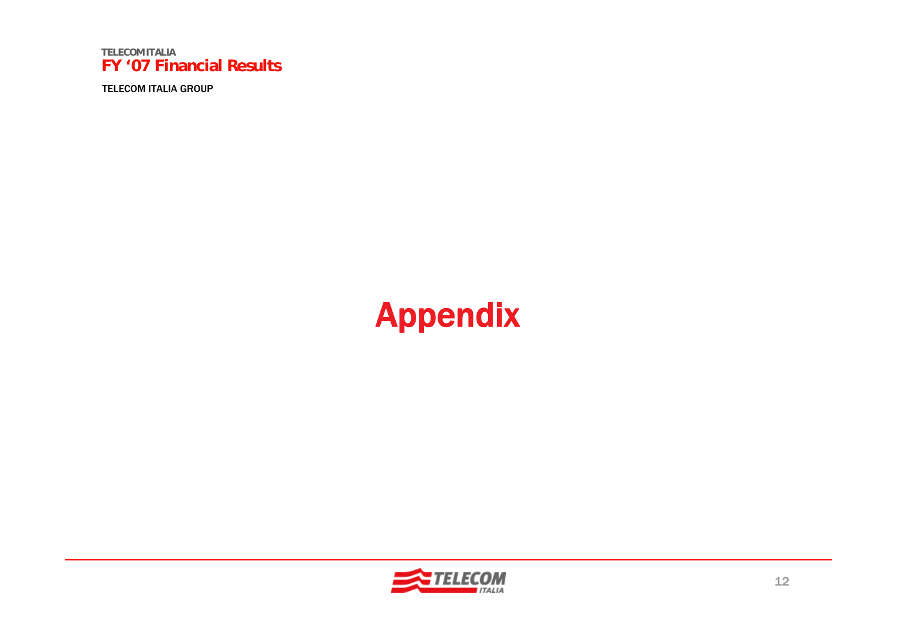# Appendix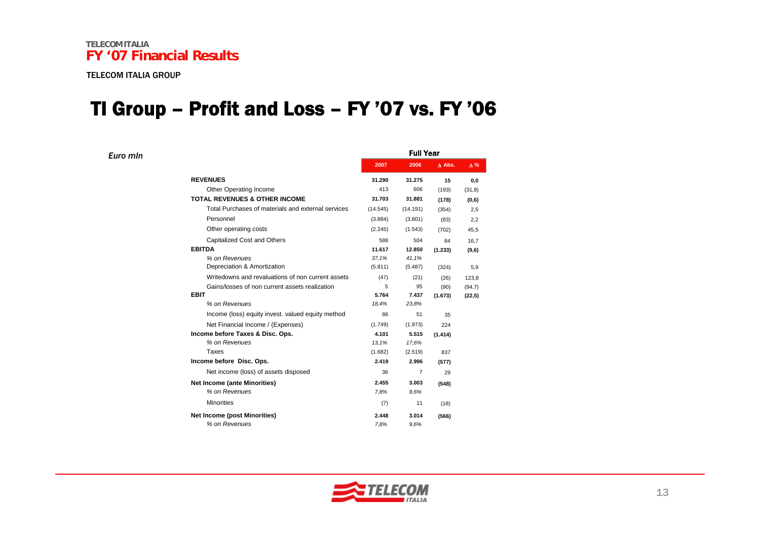# TI Group – Profit and Loss – FY '07 vs. FY '06

*Euro mln*

| | Full Year | | | |
|---|---|---|---|---|
| | **2007** | **2006** | **Δ Abs.** | **Δ %** |
| **REVENUES** | **31.290** | **31.275** | **15** | **0,0** |
| Other Operating Income | 413 | 606 | (193) | (31,8) |
| **TOTAL REVENUES & OTHER INCOME** | **31.703** | **31.881** | **(178)** | **(0,6)** |
| Total Purchases of materials and external services | (14.545) | (14.191) | (354) | 2,5 |
| Personnel | (3.884) | (3.801) | (83) | 2,2 |
| Other operating costs | (2.245) | (1.543) | (702) | 45,5 |
| Capitalized Cost and Others | 588 | 504 | 84 | 16,7 |
| **EBITDA** | **11.617** | **12.850** | **(1.233)** | **(9,6)** |
| *% on Revenues* | *37,1%* | *41,1%* | | |
| Depreciation & Amortization | (5.811) | (5.487) | (324) | 5,9 |
| Writedowns and revaluations of non current assets | (47) | (21) | (26) | 123,8 |
| Gains/losses of non current assets realization | 5 | 95 | (90) | (94,7) |
| **EBIT** | **5.764** | **7.437** | **(1.673)** | **(22,5)** |
| *% on Revenues* | *18,4%* | *23,8%* | | |
| Income (loss) equity invest. valued equity method | 86 | 51 | 35 | |
| Net Financial Income / (Expenses) | (1.749) | (1.973) | 224 | |
| **Income before Taxes & Disc. Ops.** | **4.101** | **5.515** | **(1.414)** | |
| *% on Revenues* | *13,1%* | *17,6%* | | |
| Taxes | (1.682) | (2.519) | 837 | |
| **Income before Disc. Ops.** | **2.419** | **2.996** | **(577)** | |
| Net income (loss) of assets disposed | 36 | 7 | 29 | |
| **Net Income (ante Minorities)** | **2.455** | **3.003** | **(548)** | |
| *% on Revenues* | *7,8%* | *9,6%* | | |
| Minorities | (7) | 11 | (18) | |
| **Net Income (post Minorities)** | **2.448** | **3.014** | **(566)** | |
| *% on Revenues* | *7,8%* | *9,6%* | | |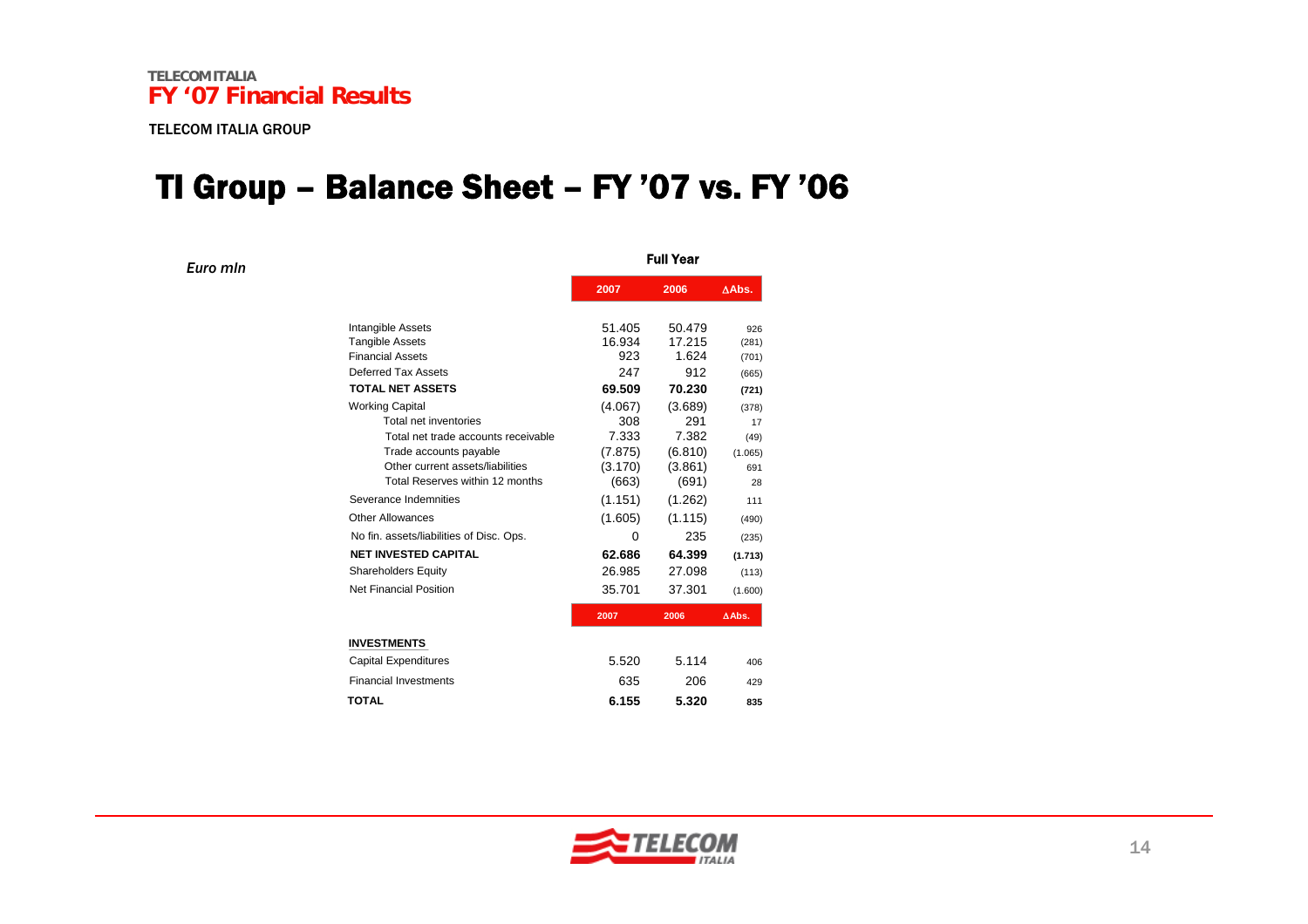# TI Group – Balance Sheet – FY '07 vs. FY '06

*Euro mln*

| | Full Year | | |
|---|---|---|---|
| | 2007 | 2006 | ΔAbs. |
| Intangible Assets | 51.405 | 50.479 | 926 |
| Tangible Assets | 16.934 | 17.215 | (281) |
| Financial Assets | 923 | 1.624 | (701) |
| Deferred Tax Assets | 247 | 912 | (665) |
| **TOTAL NET ASSETS** | **69.509** | **70.230** | **(721)** |
| Working Capital | (4.067) | (3.689) | (378) |
| Total net inventories | 308 | 291 | 17 |
| Total net trade accounts receivable | 7.333 | 7.382 | (49) |
| Trade accounts payable | (7.875) | (6.810) | (1.065) |
| Other current assets/liabilities | (3.170) | (3.861) | 691 |
| Total Reserves within 12 months | (663) | (691) | 28 |
| Severance Indemnities | (1.151) | (1.262) | 111 |
| Other Allowances | (1.605) | (1.115) | (490) |
| No fin. assets/liabilities of Disc. Ops. | 0 | 235 | (235) |
| **NET INVESTED CAPITAL** | **62.686** | **64.399** | **(1.713)** |
| Shareholders Equity | 26.985 | 27.098 | (113) |
| Net Financial Position | 35.701 | 37.301 | (1.600) |

| | 2007 | 2006 | ΔAbs. |
|---|---|---|---|
| **INVESTMENTS** | | | |
| Capital Expenditures | 5.520 | 5.114 | 406 |
| Financial Investments | 635 | 206 | 429 |
| **TOTAL** | **6.155** | **5.320** | **835** |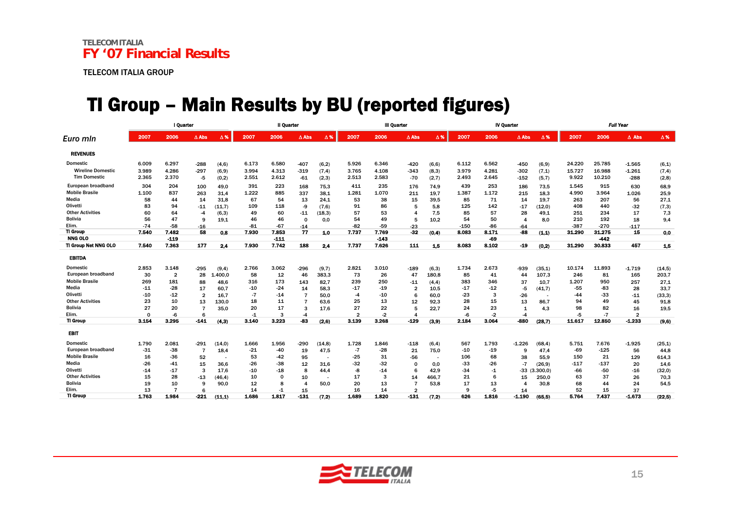# TI Group – Main Results by BU (reported figures)

| Euro mln | I Quarter 2007 | I Quarter 2006 | Δ Abs | Δ % | II Quarter 2007 | II Quarter 2006 | Δ Abs | Δ % | III Quarter 2007 | III Quarter 2006 | Δ Abs | Δ % | IV Quarter 2007 | IV Quarter 2006 | Δ Abs | Δ % | Full Year 2007 | Full Year 2006 | Δ Abs | Δ % |
|---|---|---|---|---|---|---|---|---|---|---|---|---|---|---|---|---|---|---|---|---|
| **REVENUES** | | | | | | | | | | | | | | | | | | | | |
| Domestic | 6.009 | 6.297 | -288 | (4,6) | 6.173 | 6.580 | -407 | (6,2) | 5.926 | 6.346 | -420 | (6,6) | 6.112 | 6.562 | -450 | (6,9) | 24.220 | 25.785 | -1.565 | (6,1) |
| Wireline Domestic | 3.989 | 4.286 | -297 | (6,9) | 3.994 | 4.313 | -319 | (7,4) | 3.765 | 4.108 | -343 | (8,3) | 3.979 | 4.281 | -302 | (7,1) | 15.727 | 16.988 | -1.261 | (7,4) |
| Tim Domestic | 2.365 | 2.370 | -5 | (0,2) | 2.551 | 2.612 | -61 | (2,3) | 2.513 | 2.583 | -70 | (2,7) | 2.493 | 2.645 | -152 | (5,7) | 9.922 | 10.210 | -288 | (2,8) |
| European broadband | 304 | 204 | 100 | 49,0 | 391 | 223 | 168 | 75,3 | 411 | 235 | 176 | 74,9 | 439 | 253 | 186 | 73,5 | 1.545 | 915 | 630 | 68,9 |
| Mobile Brasile | 1.100 | 837 | 263 | 31,4 | 1.222 | 885 | 337 | 38,1 | 1.281 | 1.070 | 211 | 19,7 | 1.387 | 1.172 | 215 | 18,3 | 4.990 | 3.964 | 1.026 | 25,9 |
| Media | 58 | 44 | 14 | 31,8 | 67 | 54 | 13 | 24,1 | 53 | 38 | 15 | 39,5 | 85 | 71 | 14 | 19,7 | 263 | 207 | 56 | 27,1 |
| Olivetti | 83 | 94 | -11 | (11,7) | 109 | 118 | -9 | (7,6) | 91 | 86 | 5 | 5,8 | 125 | 142 | -17 | (12,0) | 408 | 440 | -32 | (7,3) |
| Other Activities | 60 | 64 | -4 | (6,3) | 49 | 60 | -11 | (18,3) | 57 | 53 | 4 | 7,5 | 85 | 57 | 28 | 49,1 | 251 | 234 | 17 | 7,3 |
| Bolivia | 56 | 47 | 9 | 19,1 | 46 | 46 | 0 | 0,0 | 54 | 49 | 5 | 10,2 | 54 | 50 | 4 | 8,0 | 210 | 192 | 18 | 9,4 |
| Elim. | -74 | -58 | -16 | | -81 | -67 | -14 | | -82 | -59 | -23 | | -150 | -86 | -64 | | -387 | -270 | -117 | |
| **TI Group** | **7.540** | **7.482** | **58** | **0,8** | **7.930** | **7.853** | **77** | **1,0** | **7.737** | **7.769** | **-32** | **(0,4)** | **8.083** | **8.171** | **-88** | **(1,1)** | **31.290** | **31.275** | **15** | **0,0** |
| **NNG OLO** | | **-119** | | | | **-111** | | | | **-143** | | | | **-69** | | | | **-442** | | |
| **TI Group Net NNG OLO** | **7.540** | **7.363** | **177** | **2,4** | **7.930** | **7.742** | **188** | **2,4** | **7.737** | **7.626** | **111** | **1,5** | **8.083** | **8.102** | **-19** | **(0,2)** | **31.290** | **30.833** | **457** | **1,5** |
| **EBITDA** | | | | | | | | | | | | | | | | | | | | |
| Domestic | 2.853 | 3.148 | -295 | (9,4) | 2.766 | 3.062 | -296 | (9,7) | 2.821 | 3.010 | -189 | (6,3) | 1.734 | 2.673 | -939 | (35,1) | 10.174 | 11.893 | -1.719 | (14,5) |
| European broadband | 30 | 2 | 28 | 1.400,0 | 58 | 12 | 46 | 383,3 | 73 | 26 | 47 | 180,8 | 85 | 41 | 44 | 107,3 | 246 | 81 | 165 | 203,7 |
| Mobile Brasile | 269 | 181 | 88 | 48,6 | 316 | 173 | 143 | 82,7 | 239 | 250 | -11 | (4,4) | 383 | 346 | 37 | 10,7 | 1.207 | 950 | 257 | 27,1 |
| Media | -11 | -28 | 17 | 60,7 | -10 | -24 | 14 | 58,3 | -17 | -19 | 2 | 10,5 | -17 | -12 | -5 | (41,7) | -55 | -83 | 28 | 33,7 |
| Olivetti | -10 | -12 | 2 | 16,7 | -7 | -14 | 7 | 50,0 | -4 | -10 | 6 | 60,0 | -23 | 3 | -26 | - | -44 | -33 | -11 | (33,3) |
| Other Activities | 23 | 10 | 13 | 130,0 | 18 | 11 | 7 | 63,6 | 25 | 13 | 12 | 92,3 | 28 | 15 | 13 | 86,7 | 94 | 49 | 45 | 91,8 |
| Bolivia | 27 | 20 | 7 | 35,0 | 20 | 17 | 3 | 17,6 | 27 | 22 | 5 | 22,7 | 24 | 23 | 1 | 4,3 | 98 | 82 | 16 | 19,5 |
| Elim. | 0 | -6 | 6 | | -1 | 3 | -4 | | 2 | -2 | 4 | | -6 | -2 | -4 | | -5 | -7 | 2 | |
| **TI Group** | **3.154** | **3.295** | **-141** | **(4,3)** | **3.140** | **3.223** | **-83** | **(2,6)** | **3.139** | **3.268** | **-129** | **(3,9)** | **2.184** | **3.064** | **-880** | **(28,7)** | **11.617** | **12.850** | **-1.233** | **(9,6)** |
| **EBIT** | | | | | | | | | | | | | | | | | | | | |
| Domestic | 1.790 | 2.081 | -291 | (14,0) | 1.666 | 1.956 | -290 | (14,8) | 1.728 | 1.846 | -118 | (6,4) | 567 | 1.793 | -1.226 | (68,4) | 5.751 | 7.676 | -1.925 | (25,1) |
| European broadband | -31 | -38 | 7 | 18,4 | -21 | -40 | 19 | 47,5 | -7 | -28 | 21 | 75,0 | -10 | -19 | 9 | 47,4 | -69 | -125 | 56 | 44,8 |
| Mobile Brasile | 16 | -36 | 52 | - | 53 | -42 | 95 | - | -25 | 31 | -56 | - | 106 | 68 | 38 | 55,9 | 150 | 21 | 129 | 614,3 |
| Media | -26 | -41 | 15 | 36,6 | -26 | -38 | 12 | 31,6 | -32 | -32 | 0 | 0,0 | -33 | -26 | -7 | (26,9) | -117 | -137 | 20 | 14,6 |
| Olivetti | -14 | -17 | 3 | 17,6 | -10 | -18 | 8 | 44,4 | -8 | -14 | 6 | 42,9 | -34 | -1 | -33 | (3.300,0) | -66 | -50 | -16 | (32,0) |
| Other Activities | 15 | 28 | -13 | (46,4) | 10 | 0 | 10 | - | 17 | 3 | 14 | 466,7 | 21 | 6 | 15 | 250,0 | 63 | 37 | 26 | 70,3 |
| Bolivia | 19 | 10 | 9 | 90,0 | 12 | 8 | 4 | 50,0 | 20 | 13 | 7 | 53,8 | 17 | 13 | 4 | 30,8 | 68 | 44 | 24 | 54,5 |
| Elim. | 13 | 7 | 6 | | 14 | -1 | 15 | | 16 | 14 | 2 | | 9 | -5 | 14 | | 52 | 15 | 37 | |
| **TI Group** | **1.763** | **1.984** | **-221** | **(11,1)** | **1.686** | **1.817** | **-131** | **(7,2)** | **1.689** | **1.820** | **-131** | **(7,2)** | **626** | **1.816** | **-1.190** | **(65,5)** | **5.764** | **7.437** | **-1.673** | **(22,5)** |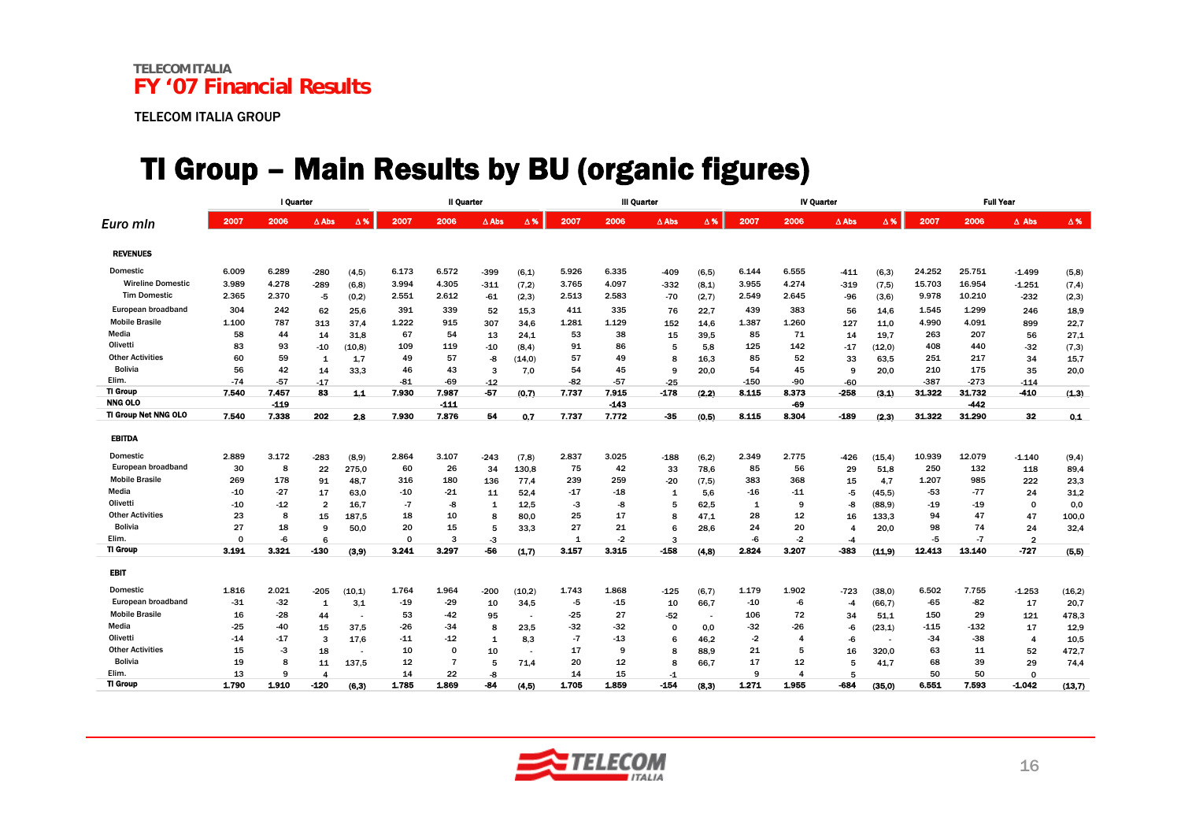TELECOM ITALIA
# FY '07 Financial Results

TELECOM ITALIA GROUP

## TI Group – Main Results by BU (organic figures)

| *Euro mln* | I Quarter | | | | II Quarter | | | | III Quarter | | | | IV Quarter | | | | Full Year | | | |
|---|---|---|---|---|---|---|---|---|---|---|---|---|---|---|---|---|---|---|---|---|
| | 2007 | 2006 | Δ Abs | Δ % | 2007 | 2006 | Δ Abs | Δ % | 2007 | 2006 | Δ Abs | Δ % | 2007 | 2006 | Δ Abs | Δ % | 2007 | 2006 | Δ Abs | Δ % |
| **REVENUES** | | | | | | | | | | | | | | | | | | | | |
| Domestic | 6.009 | 6.289 | -280 | (4,5) | 6.173 | 6.572 | -399 | (6,1) | 5.926 | 6.335 | -409 | (6,5) | 6.144 | 6.555 | -411 | (6,3) | 24.252 | 25.751 | -1.499 | (5,8) |
| Wireline Domestic | 3.989 | 4.278 | -289 | (6,8) | 3.994 | 4.305 | -311 | (7,2) | 3.765 | 4.097 | -332 | (8,1) | 3.955 | 4.274 | -319 | (7,5) | 15.703 | 16.954 | -1.251 | (7,4) |
| Tim Domestic | 2.365 | 2.370 | -5 | (0,2) | 2.551 | 2.612 | -61 | (2,3) | 2.513 | 2.583 | -70 | (2,7) | 2.549 | 2.645 | -96 | (3,6) | 9.978 | 10.210 | -232 | (2,3) |
| European broadband | 304 | 242 | 62 | 25,6 | 391 | 339 | 52 | 15,3 | 411 | 335 | 76 | 22,7 | 439 | 383 | 56 | 14,6 | 1.545 | 1.299 | 246 | 18,9 |
| Mobile Brasile | 1.100 | 787 | 313 | 37,4 | 1.222 | 915 | 307 | 34,6 | 1.281 | 1.129 | 152 | 14,6 | 1.387 | 1.260 | 127 | 11,0 | 4.990 | 4.091 | 899 | 22,7 |
| Media | 58 | 44 | 14 | 31,8 | 67 | 54 | 13 | 24,1 | 53 | 38 | 15 | 39,5 | 85 | 71 | 14 | 19,7 | 263 | 207 | 56 | 27,1 |
| Olivetti | 83 | 93 | -10 | (10,8) | 109 | 119 | -10 | (8,4) | 91 | 86 | 5 | 5,8 | 125 | 142 | -17 | (12,0) | 408 | 440 | -32 | (7,3) |
| Other Activities | 60 | 59 | 1 | 1,7 | 49 | 57 | -8 | (14,0) | 57 | 49 | 8 | 16,3 | 85 | 52 | 33 | 63,5 | 251 | 217 | 34 | 15,7 |
| Bolivia | 56 | 42 | 14 | 33,3 | 46 | 43 | 3 | 7,0 | 54 | 45 | 9 | 20,0 | 54 | 45 | 9 | 20,0 | 210 | 175 | 35 | 20,0 |
| Elim. | -74 | -57 | -17 | | -81 | -69 | -12 | | -82 | -57 | -25 | | -150 | -90 | -60 | | -387 | -273 | -114 | |
| **TI Group** | **7.540** | **7.457** | **83** | **1,1** | **7.930** | **7.987** | **-57** | **(0,7)** | **7.737** | **7.915** | **-178** | **(2,2)** | **8.115** | **8.373** | **-258** | **(3,1)** | **31.322** | **31.732** | **-410** | **(1,3)** |
| **NNG OLO** | | **-119** | | | | **-111** | | | | **-143** | | | | **-69** | | | | **-442** | | |
| **TI Group Net NNG OLO** | **7.540** | **7.338** | **202** | **2,8** | **7.930** | **7.876** | **54** | **0,7** | **7.737** | **7.772** | **-35** | **(0,5)** | **8.115** | **8.304** | **-189** | **(2,3)** | **31.322** | **31.290** | **32** | **0,1** |
| **EBITDA** | | | | | | | | | | | | | | | | | | | | |
| Domestic | 2.889 | 3.172 | -283 | (8,9) | 2.864 | 3.107 | -243 | (7,8) | 2.837 | 3.025 | -188 | (6,2) | 2.349 | 2.775 | -426 | (15,4) | 10.939 | 12.079 | -1.140 | (9,4) |
| European broadband | 30 | 8 | 22 | 275,0 | 60 | 26 | 34 | 130,8 | 75 | 42 | 33 | 78,6 | 85 | 56 | 29 | 51,8 | 250 | 132 | 118 | 89,4 |
| Mobile Brasile | 269 | 178 | 91 | 48,7 | 316 | 180 | 136 | 77,4 | 239 | 259 | -20 | (7,5) | 383 | 368 | 15 | 4,7 | 1.207 | 985 | 222 | 23,3 |
| Media | -10 | -27 | 17 | 63,0 | -10 | -21 | 11 | 52,4 | -17 | -18 | 1 | 5,6 | -16 | -11 | -5 | (45,5) | -53 | -77 | 24 | 31,2 |
| Olivetti | -10 | -12 | 2 | 16,7 | -7 | -8 | 1 | 12,5 | -3 | -8 | 5 | 62,5 | 1 | 9 | -8 | (88,9) | -19 | -19 | 0 | 0,0 |
| Other Activities | 23 | 8 | 15 | 187,5 | 18 | 10 | 8 | 80,0 | 25 | 17 | 8 | 47,1 | 28 | 12 | 16 | 133,3 | 94 | 47 | 47 | 100,0 |
| Bolivia | 27 | 18 | 9 | 50,0 | 20 | 15 | 5 | 33,3 | 27 | 21 | 6 | 28,6 | 24 | 20 | 4 | 20,0 | 98 | 74 | 24 | 32,4 |
| Elim. | 0 | -6 | 6 | | 0 | 3 | -3 | | 1 | -2 | 3 | | -6 | -2 | -4 | | -5 | -7 | 2 | |
| **TI Group** | **3.191** | **3.321** | **-130** | **(3,9)** | **3.241** | **3.297** | **-56** | **(1,7)** | **3.157** | **3.315** | **-158** | **(4,8)** | **2.824** | **3.207** | **-383** | **(11,9)** | **12.413** | **13.140** | **-727** | **(5,5)** |
| **EBIT** | | | | | | | | | | | | | | | | | | | | |
| Domestic | 1.816 | 2.021 | -205 | (10,1) | 1.764 | 1.964 | -200 | (10,2) | 1.743 | 1.868 | -125 | (6,7) | 1.179 | 1.902 | -723 | (38,0) | 6.502 | 7.755 | -1.253 | (16,2) |
| European broadband | -31 | -32 | 1 | 3,1 | -19 | -29 | 10 | 34,5 | -5 | -15 | 10 | 66,7 | -10 | -6 | -4 | (66,7) | -65 | -82 | 17 | 20,7 |
| Mobile Brasile | 16 | -28 | 44 | - | 53 | -42 | 95 | - | -25 | 27 | -52 | - | 106 | 72 | 34 | 51,1 | 150 | 29 | 121 | 478,3 |
| Media | -25 | -40 | 15 | 37,5 | -26 | -34 | 8 | 23,5 | -32 | -32 | 0 | 0,0 | -32 | -26 | -6 | (23,1) | -115 | -132 | 17 | 12,9 |
| Olivetti | -14 | -17 | 3 | 17,6 | -11 | -12 | 1 | 8,3 | -7 | -13 | 6 | 46,2 | -2 | 4 | -6 | - | -34 | -38 | 4 | 10,5 |
| Other Activities | 15 | -3 | 18 | - | 10 | 0 | 10 | - | 17 | 9 | 8 | 88,9 | 21 | 5 | 16 | 320,0 | 63 | 11 | 52 | 472,7 |
| Bolivia | 19 | 8 | 11 | 137,5 | 12 | 7 | 5 | 71,4 | 20 | 12 | 8 | 66,7 | 17 | 12 | 5 | 41,7 | 68 | 39 | 29 | 74,4 |
| Elim. | 13 | 9 | 4 | | 14 | 22 | -8 | | 14 | 15 | -1 | | 9 | 4 | 5 | | 50 | 50 | 0 | |
| **TI Group** | **1.790** | **1.910** | **-120** | **(6,3)** | **1.785** | **1.869** | **-84** | **(4,5)** | **1.705** | **1.859** | **-154** | **(8,3)** | **1.271** | **1.955** | **-684** | **(35,0)** | **6.551** | **7.593** | **-1.042** | **(13,7)** |